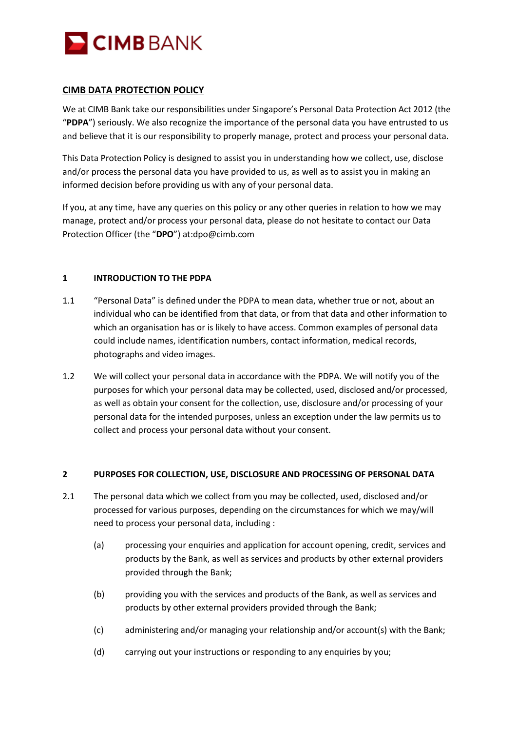CIMB BANK

# CIMB DATA PROTECTION POLICY

We at CIMB Bank take our responsibilities under Singapore's Personal Data Protection Act 2012 (the "**PDPA**") seriously. We also recognize the importance of the personal data you have entrusted to us and believe that it is our responsibility to properly manage, protect and process your personal data.

This Data Protection Policy is designed to assist you in understanding how we collect, use, disclose and/or process the personal data you have provided to us, as well as to assist you in making an informed decision before providing us with any of your personal data.

If you, at any time, have any queries on this policy or any other queries in relation to how we may manage, protect and/or process your personal data, please do not hesitate to contact our Data Protection Officer (the "**DPO**") at:dpo@cimb.com

## 1 INTRODUCTION TO THE PDPA

1.1 "Personal Data" is defined under the PDPA to mean data, whether true or not, about an individual who can be identified from that data, or from that data and other information to which an organisation has or is likely to have access. Common examples of personal data could include names, identification numbers, contact information, medical records, photographs and video images.

1.2 We will collect your personal data in accordance with the PDPA. We will notify you of the purposes for which your personal data may be collected, used, disclosed and/or processed, as well as obtain your consent for the collection, use, disclosure and/or processing of your personal data for the intended purposes, unless an exception under the law permits us to collect and process your personal data without your consent.

## 2 PURPOSES FOR COLLECTION, USE, DISCLOSURE AND PROCESSING OF PERSONAL DATA

2.1 The personal data which we collect from you may be collected, used, disclosed and/or processed for various purposes, depending on the circumstances for which we may/will need to process your personal data, including :

(a) processing your enquiries and application for account opening, credit, services and products by the Bank, as well as services and products by other external providers provided through the Bank;

(b) providing you with the services and products of the Bank, as well as services and products by other external providers provided through the Bank;

(c) administering and/or managing your relationship and/or account(s) with the Bank;

(d) carrying out your instructions or responding to any enquiries by you;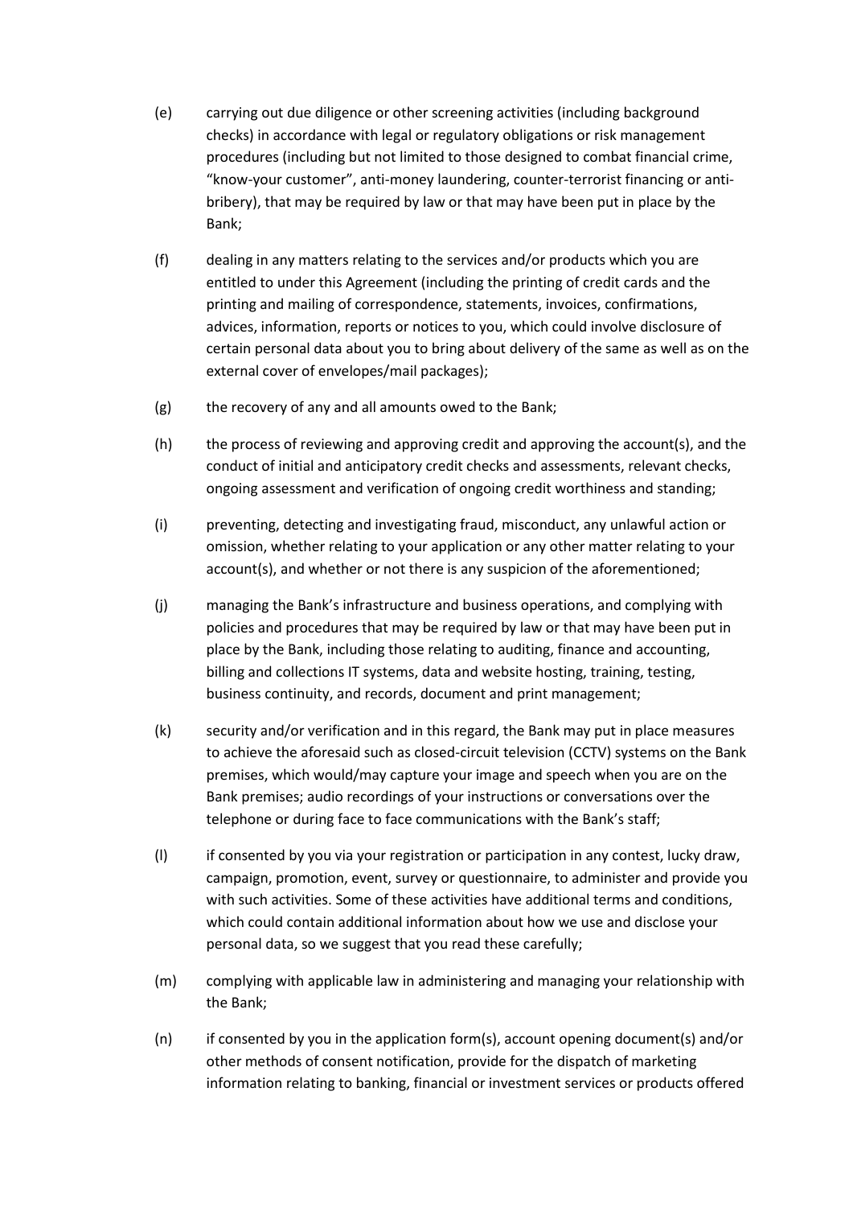(e) carrying out due diligence or other screening activities (including background checks) in accordance with legal or regulatory obligations or risk management procedures (including but not limited to those designed to combat financial crime, "know-your customer", anti-money laundering, counter-terrorist financing or anti-bribery), that may be required by law or that may have been put in place by the Bank;

(f) dealing in any matters relating to the services and/or products which you are entitled to under this Agreement (including the printing of credit cards and the printing and mailing of correspondence, statements, invoices, confirmations, advices, information, reports or notices to you, which could involve disclosure of certain personal data about you to bring about delivery of the same as well as on the external cover of envelopes/mail packages);

(g) the recovery of any and all amounts owed to the Bank;

(h) the process of reviewing and approving credit and approving the account(s), and the conduct of initial and anticipatory credit checks and assessments, relevant checks, ongoing assessment and verification of ongoing credit worthiness and standing;

(i) preventing, detecting and investigating fraud, misconduct, any unlawful action or omission, whether relating to your application or any other matter relating to your account(s), and whether or not there is any suspicion of the aforementioned;

(j) managing the Bank's infrastructure and business operations, and complying with policies and procedures that may be required by law or that may have been put in place by the Bank, including those relating to auditing, finance and accounting, billing and collections IT systems, data and website hosting, training, testing, business continuity, and records, document and print management;

(k) security and/or verification and in this regard, the Bank may put in place measures to achieve the aforesaid such as closed-circuit television (CCTV) systems on the Bank premises, which would/may capture your image and speech when you are on the Bank premises; audio recordings of your instructions or conversations over the telephone or during face to face communications with the Bank's staff;

(l) if consented by you via your registration or participation in any contest, lucky draw, campaign, promotion, event, survey or questionnaire, to administer and provide you with such activities. Some of these activities have additional terms and conditions, which could contain additional information about how we use and disclose your personal data, so we suggest that you read these carefully;

(m) complying with applicable law in administering and managing your relationship with the Bank;

(n) if consented by you in the application form(s), account opening document(s) and/or other methods of consent notification, provide for the dispatch of marketing information relating to banking, financial or investment services or products offered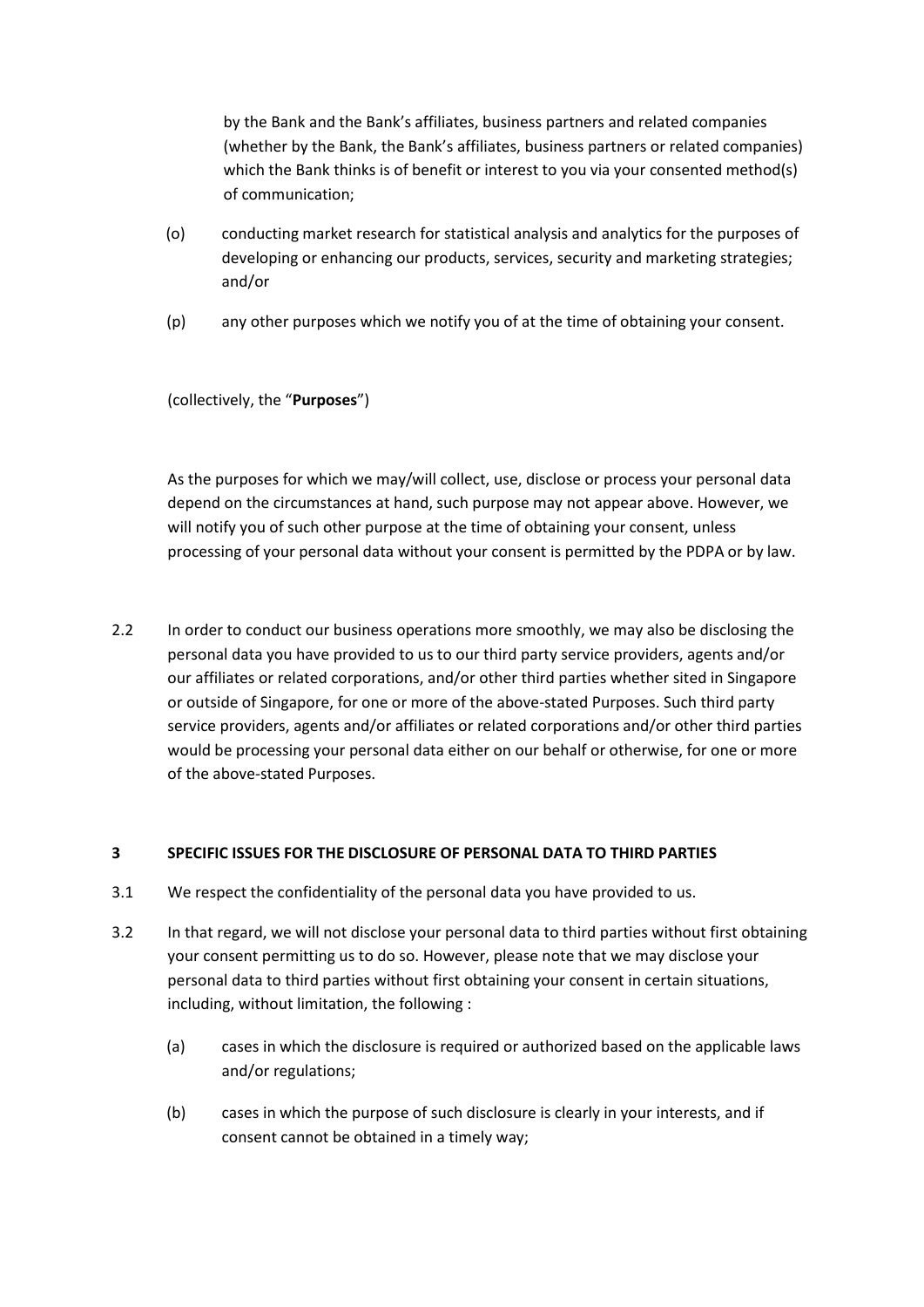by the Bank and the Bank's affiliates, business partners and related companies (whether by the Bank, the Bank's affiliates, business partners or related companies) which the Bank thinks is of benefit or interest to you via your consented method(s) of communication;

(o) conducting market research for statistical analysis and analytics for the purposes of developing or enhancing our products, services, security and marketing strategies; and/or

(p) any other purposes which we notify you of at the time of obtaining your consent.

(collectively, the "**Purposes**")

As the purposes for which we may/will collect, use, disclose or process your personal data depend on the circumstances at hand, such purpose may not appear above. However, we will notify you of such other purpose at the time of obtaining your consent, unless processing of your personal data without your consent is permitted by the PDPA or by law.

2.2 In order to conduct our business operations more smoothly, we may also be disclosing the personal data you have provided to us to our third party service providers, agents and/or our affiliates or related corporations, and/or other third parties whether sited in Singapore or outside of Singapore, for one or more of the above-stated Purposes. Such third party service providers, agents and/or affiliates or related corporations and/or other third parties would be processing your personal data either on our behalf or otherwise, for one or more of the above-stated Purposes.

## 3 SPECIFIC ISSUES FOR THE DISCLOSURE OF PERSONAL DATA TO THIRD PARTIES

3.1 We respect the confidentiality of the personal data you have provided to us.

3.2 In that regard, we will not disclose your personal data to third parties without first obtaining your consent permitting us to do so. However, please note that we may disclose your personal data to third parties without first obtaining your consent in certain situations, including, without limitation, the following :

(a) cases in which the disclosure is required or authorized based on the applicable laws and/or regulations;

(b) cases in which the purpose of such disclosure is clearly in your interests, and if consent cannot be obtained in a timely way;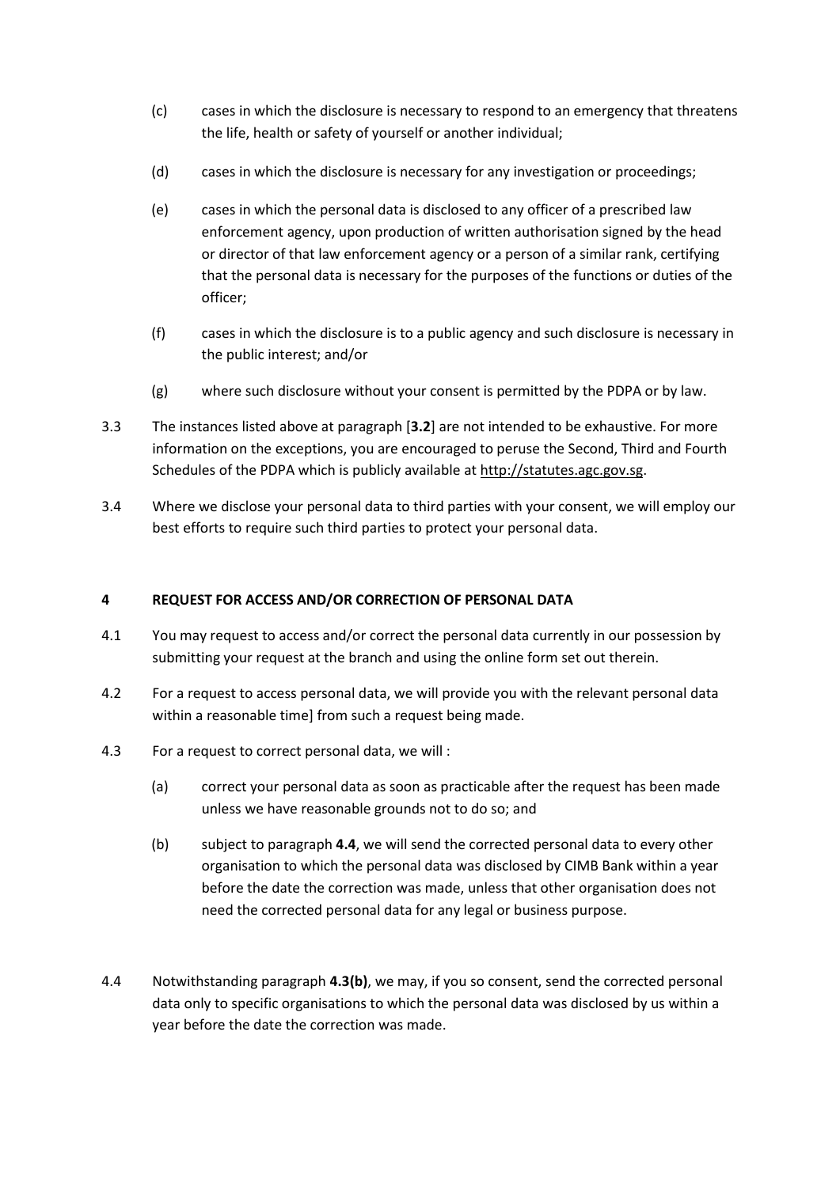(c) cases in which the disclosure is necessary to respond to an emergency that threatens the life, health or safety of yourself or another individual;

(d) cases in which the disclosure is necessary for any investigation or proceedings;

(e) cases in which the personal data is disclosed to any officer of a prescribed law enforcement agency, upon production of written authorisation signed by the head or director of that law enforcement agency or a person of a similar rank, certifying that the personal data is necessary for the purposes of the functions or duties of the officer;

(f) cases in which the disclosure is to a public agency and such disclosure is necessary in the public interest; and/or

(g) where such disclosure without your consent is permitted by the PDPA or by law.

3.3 The instances listed above at paragraph [**3.2**] are not intended to be exhaustive. For more information on the exceptions, you are encouraged to peruse the Second, Third and Fourth Schedules of the PDPA which is publicly available at http://statutes.agc.gov.sg.

3.4 Where we disclose your personal data to third parties with your consent, we will employ our best efforts to require such third parties to protect your personal data.

### 4 REQUEST FOR ACCESS AND/OR CORRECTION OF PERSONAL DATA

4.1 You may request to access and/or correct the personal data currently in our possession by submitting your request at the branch and using the online form set out therein.

4.2 For a request to access personal data, we will provide you with the relevant personal data within a reasonable time] from such a request being made.

4.3 For a request to correct personal data, we will :

(a) correct your personal data as soon as practicable after the request has been made unless we have reasonable grounds not to do so; and

(b) subject to paragraph **4.4**, we will send the corrected personal data to every other organisation to which the personal data was disclosed by CIMB Bank within a year before the date the correction was made, unless that other organisation does not need the corrected personal data for any legal or business purpose.

4.4 Notwithstanding paragraph **4.3(b)**, we may, if you so consent, send the corrected personal data only to specific organisations to which the personal data was disclosed by us within a year before the date the correction was made.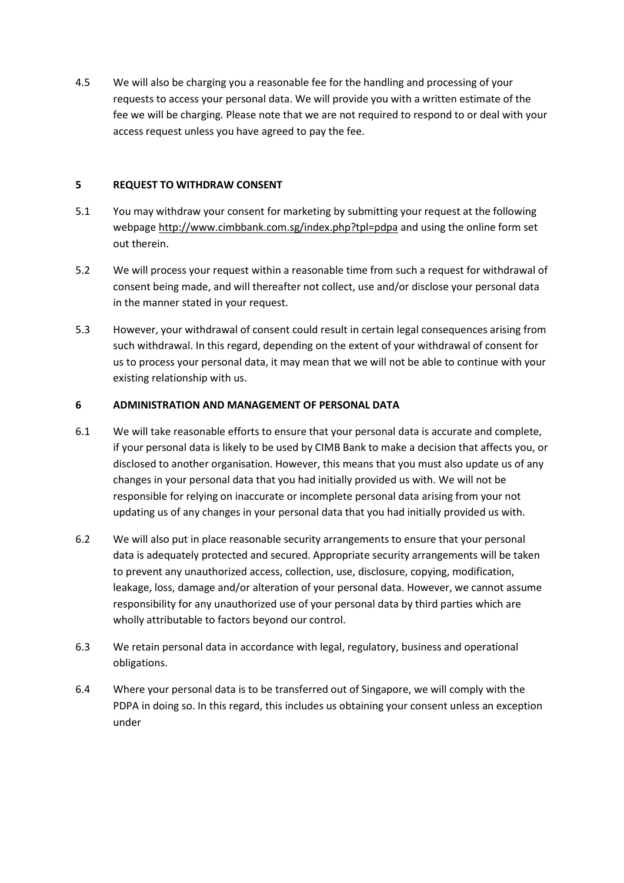4.5 We will also be charging you a reasonable fee for the handling and processing of your requests to access your personal data. We will provide you with a written estimate of the fee we will be charging. Please note that we are not required to respond to or deal with your access request unless you have agreed to pay the fee.

## 5 REQUEST TO WITHDRAW CONSENT

5.1 You may withdraw your consent for marketing by submitting your request at the following webpage http://www.cimbbank.com.sg/index.php?tpl=pdpa and using the online form set out therein.

5.2 We will process your request within a reasonable time from such a request for withdrawal of consent being made, and will thereafter not collect, use and/or disclose your personal data in the manner stated in your request.

5.3 However, your withdrawal of consent could result in certain legal consequences arising from such withdrawal. In this regard, depending on the extent of your withdrawal of consent for us to process your personal data, it may mean that we will not be able to continue with your existing relationship with us.

## 6 ADMINISTRATION AND MANAGEMENT OF PERSONAL DATA

6.1 We will take reasonable efforts to ensure that your personal data is accurate and complete, if your personal data is likely to be used by CIMB Bank to make a decision that affects you, or disclosed to another organisation. However, this means that you must also update us of any changes in your personal data that you had initially provided us with. We will not be responsible for relying on inaccurate or incomplete personal data arising from your not updating us of any changes in your personal data that you had initially provided us with.

6.2 We will also put in place reasonable security arrangements to ensure that your personal data is adequately protected and secured. Appropriate security arrangements will be taken to prevent any unauthorized access, collection, use, disclosure, copying, modification, leakage, loss, damage and/or alteration of your personal data. However, we cannot assume responsibility for any unauthorized use of your personal data by third parties which are wholly attributable to factors beyond our control.

6.3 We retain personal data in accordance with legal, regulatory, business and operational obligations.

6.4 Where your personal data is to be transferred out of Singapore, we will comply with the PDPA in doing so. In this regard, this includes us obtaining your consent unless an exception under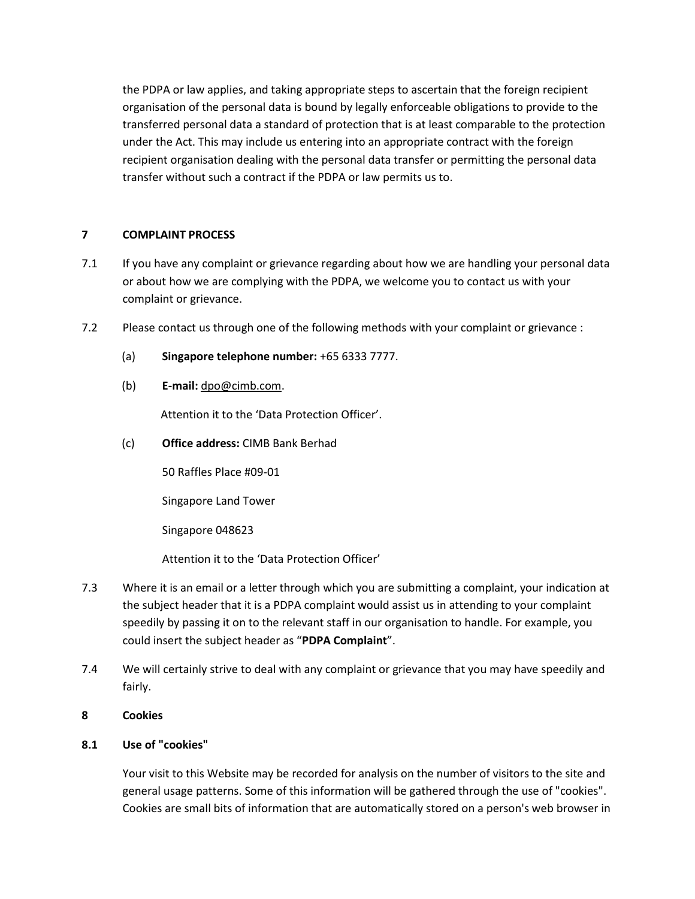the PDPA or law applies, and taking appropriate steps to ascertain that the foreign recipient organisation of the personal data is bound by legally enforceable obligations to provide to the transferred personal data a standard of protection that is at least comparable to the protection under the Act. This may include us entering into an appropriate contract with the foreign recipient organisation dealing with the personal data transfer or permitting the personal data transfer without such a contract if the PDPA or law permits us to.

## 7 COMPLAINT PROCESS

7.1 If you have any complaint or grievance regarding about how we are handling your personal data or about how we are complying with the PDPA, we welcome you to contact us with your complaint or grievance.

7.2 Please contact us through one of the following methods with your complaint or grievance :

(a) **Singapore telephone number:** +65 6333 7777.

(b) **E-mail:** dpo@cimb.com.

Attention it to the 'Data Protection Officer'.

(c) **Office address:** CIMB Bank Berhad

50 Raffles Place #09-01

Singapore Land Tower

Singapore 048623

Attention it to the 'Data Protection Officer'

7.3 Where it is an email or a letter through which you are submitting a complaint, your indication at the subject header that it is a PDPA complaint would assist us in attending to your complaint speedily by passing it on to the relevant staff in our organisation to handle. For example, you could insert the subject header as "**PDPA Complaint**".

7.4 We will certainly strive to deal with any complaint or grievance that you may have speedily and fairly.

## 8 Cookies

### 8.1 Use of "cookies"

Your visit to this Website may be recorded for analysis on the number of visitors to the site and general usage patterns. Some of this information will be gathered through the use of "cookies". Cookies are small bits of information that are automatically stored on a person's web browser in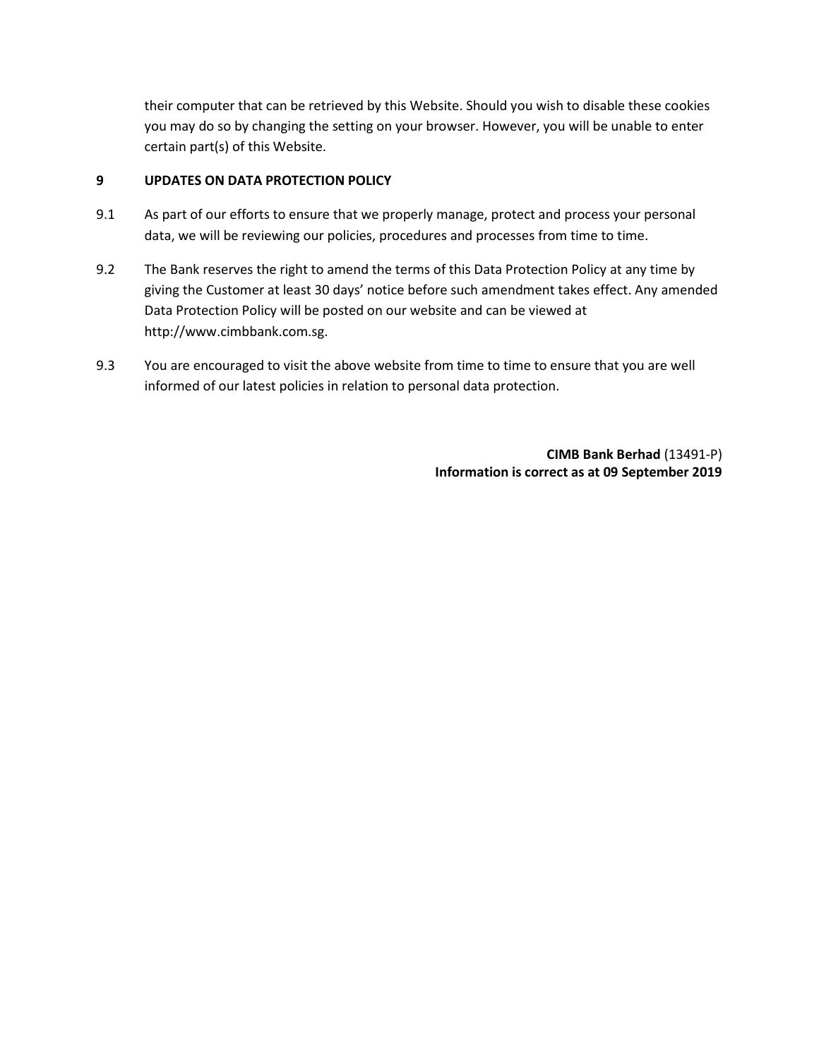their computer that can be retrieved by this Website. Should you wish to disable these cookies you may do so by changing the setting on your browser. However, you will be unable to enter certain part(s) of this Website.

## 9 UPDATES ON DATA PROTECTION POLICY

9.1 As part of our efforts to ensure that we properly manage, protect and process your personal data, we will be reviewing our policies, procedures and processes from time to time.

9.2 The Bank reserves the right to amend the terms of this Data Protection Policy at any time by giving the Customer at least 30 days' notice before such amendment takes effect. Any amended Data Protection Policy will be posted on our website and can be viewed at http://www.cimbbank.com.sg.

9.3 You are encouraged to visit the above website from time to time to ensure that you are well informed of our latest policies in relation to personal data protection.

**CIMB Bank Berhad** (13491-P)
**Information is correct as at 09 September 2019**